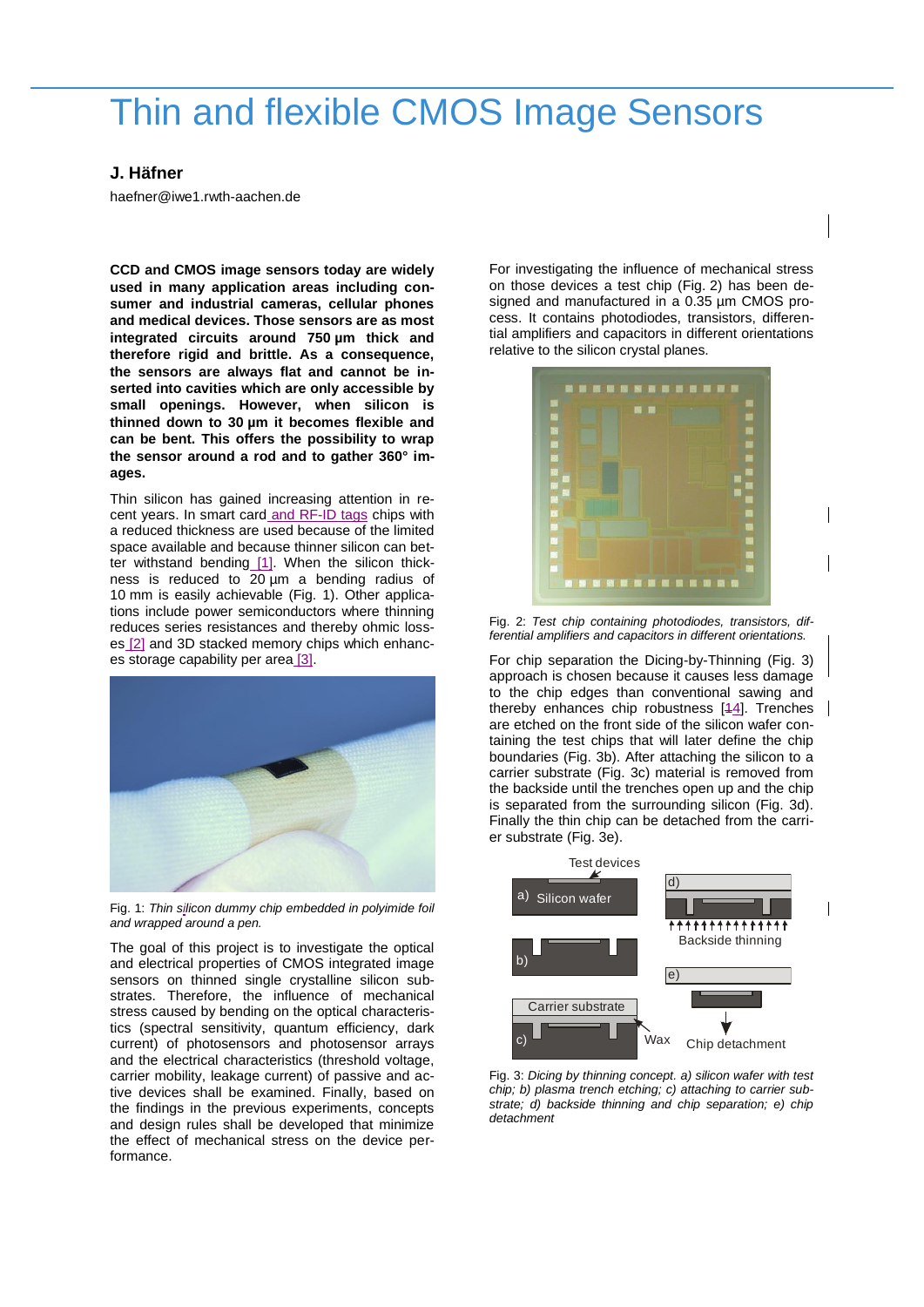# Thin and flexible CMOS Image Sensors

**J. Häfner**

haefner@iwe1.rwth-aachen.de

**CCD and CMOS image sensors today are widely used in many application areas including consumer and industrial cameras, cellular phones and medical devices. Those sensors are as most integrated circuits around 750 µm thick and therefore rigid and brittle. As a consequence, the sensors are always flat and cannot be inserted into cavities which are only accessible by small openings. However, when silicon is thinned down to 30 µm it becomes flexible and can be bent. This offers the possibility to wrap the sensor around a rod and to gather 360° images.**

Thin silicon has gained increasing attention in recent years. In smart card and RF-ID tags chips with a reduced thickness are used because of the limited space available and because thinner silicon can better withstand bending [1]. When the silicon thickness is reduced to 20 µm a bending radius of 10 mm is easily achievable (Fig. 1). Other applications include power semiconductors where thinning reduces series resistances and thereby ohmic losses [2] and 3D stacked memory chips which enhances storage capability per area [3].

Fig. 1: *Thin silicon dummy chip embedded in polyimide foil and wrapped around a pen.*

The goal of this project is to investigate the optical and electrical properties of CMOS integrated image sensors on thinned single crystalline silicon substrates. Therefore, the influence of mechanical stress caused by bending on the optical characteristics (spectral sensitivity, quantum efficiency, dark current) of photosensors and photosensor arrays and the electrical characteristics (threshold voltage, carrier mobility, leakage current) of passive and active devices shall be examined. Finally, based on the findings in the previous experiments, concepts and design rules shall be developed that minimize the effect of mechanical stress on the device performance.

For investigating the influence of mechanical stress on those devices a test chip (Fig. 2) has been designed and manufactured in a 0.35 µm CMOS process. It contains photodiodes, transistors, differential amplifiers and capacitors in different orientations relative to the silicon crystal planes.

Fig. 2: *Test chip containing photodiodes, transistors, differential amplifiers and capacitors in different orientations.*

For chip separation the Dicing-by-Thinning (Fig. 3) approach is chosen because it causes less damage to the chip edges than conventional sawing and thereby enhances chip robustness [4]. Trenches are etched on the front side of the silicon wafer containing the test chips that will later define the chip boundaries (Fig. 3b). After attaching the silicon to a carrier substrate (Fig. 3c) material is removed from the backside until the trenches open up and the chip is separated from the surrounding silicon (Fig. 3d). Finally the thin chip can be detached from the carrier substrate (Fig. 3e).

Fig. 3: *Dicing by thinning concept. a) silicon wafer with test chip; b) plasma trench etching; c) attaching to carrier substrate; d) backside thinning and chip separation; e) chip detachment*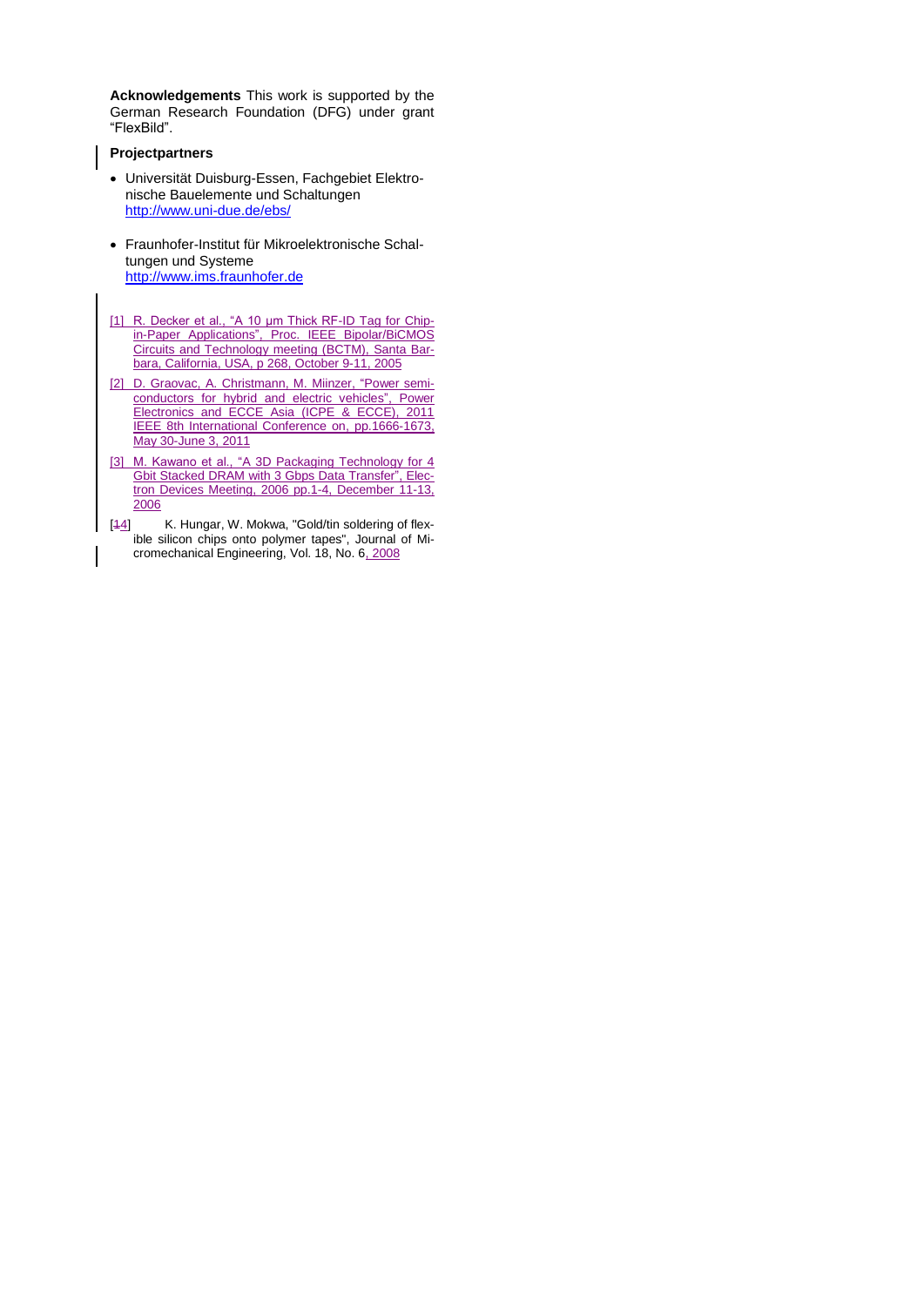**Acknowledgements** This work is supported by the German Research Foundation (DFG) under grant "FlexBild".

**Projectpartners**

- Universität Duisburg-Essen, Fachgebiet Elektronische Bauelemente und Schaltungen
  http://www.uni-due.de/ebs/

- Fraunhofer-Institut für Mikroelektronische Schaltungen und Systeme
  http://www.ims.fraunhofer.de

[1] R. Decker et al., "A 10 µm Thick RF-ID Tag for Chip-in-Paper Applications", Proc. IEEE Bipolar/BiCMOS Circuits and Technology meeting (BCTM), Santa Barbara, California, USA, p 268, October 9-11, 2005

[2] D. Graovac, A. Christmann, M. Miinzer, "Power semiconductors for hybrid and electric vehicles", Power Electronics and ECCE Asia (ICPE & ECCE), 2011 IEEE 8th International Conference on, pp.1666-1673, May 30-June 3, 2011

[3] M. Kawano et al., "A 3D Packaging Technology for 4 Gbit Stacked DRAM with 3 Gbps Data Transfer", Electron Devices Meeting, 2006 pp.1-4, December 11-13, 2006

[14] K. Hungar, W. Mokwa, "Gold/tin soldering of flexible silicon chips onto polymer tapes", Journal of Micromechanical Engineering, Vol. 18, No. 6, 2008